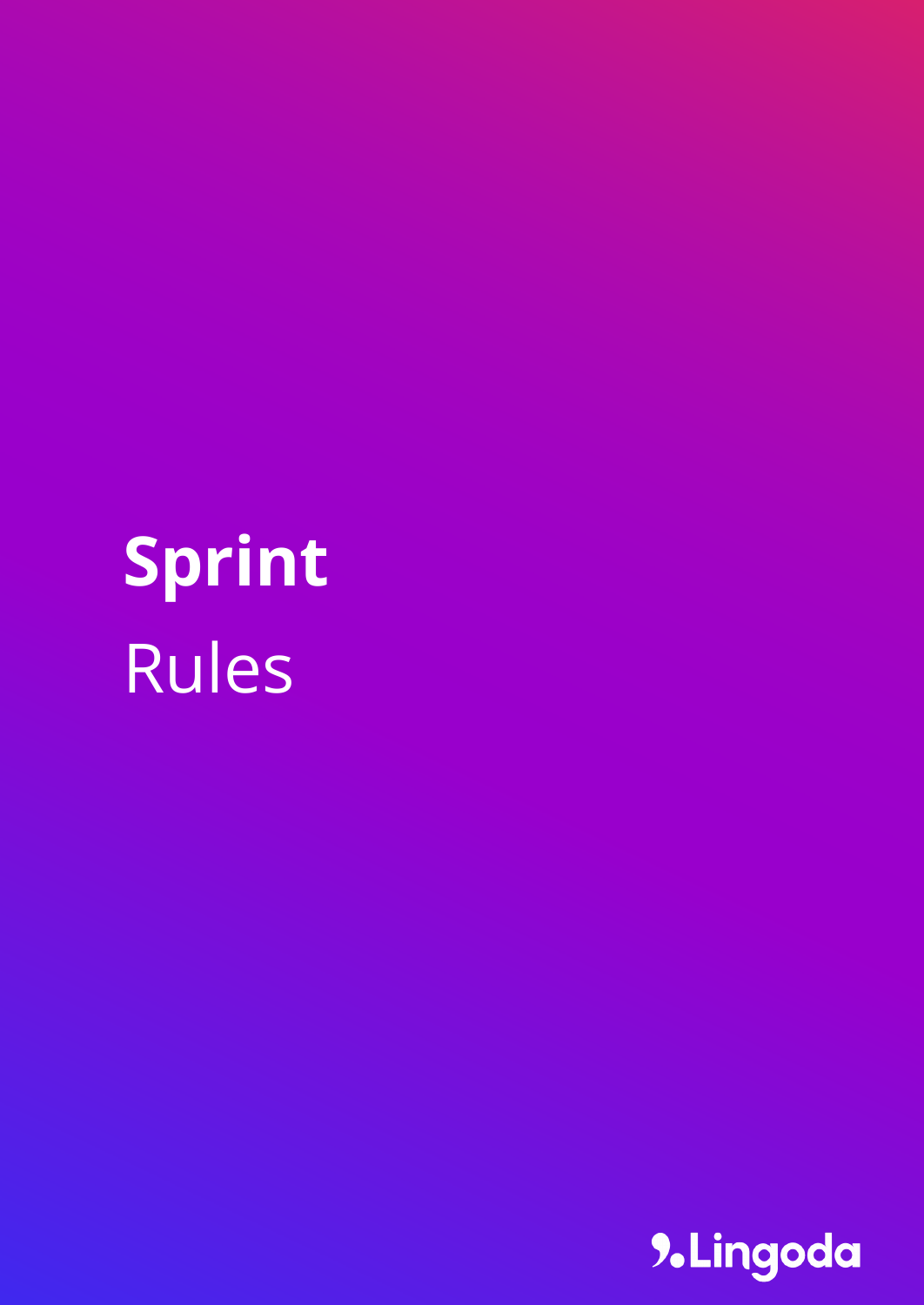# Sprint
Rules

Lingoda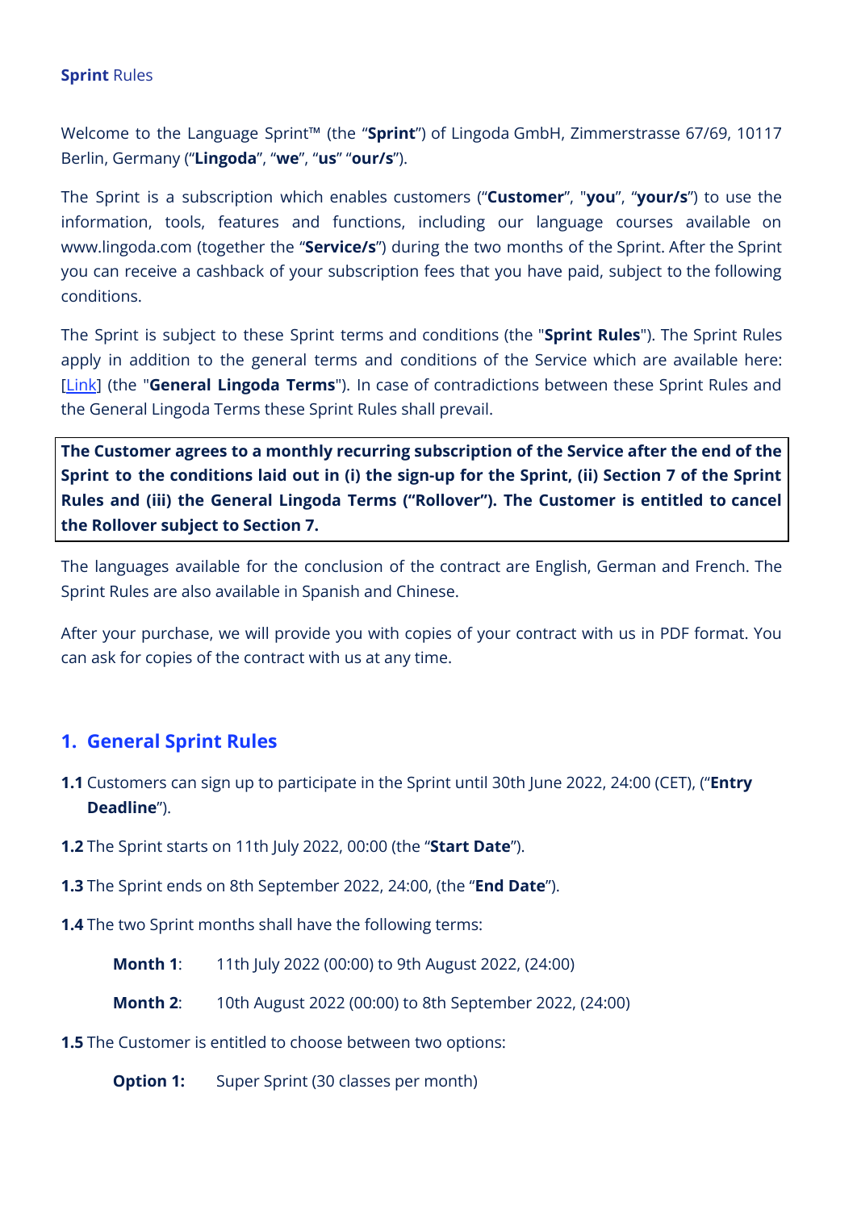**Sprint** Rules

Welcome to the Language Sprint™ (the "**Sprint**") of Lingoda GmbH, Zimmerstrasse 67/69, 10117 Berlin, Germany ("**Lingoda**", "**we**", "**us**" "**our/s**").

The Sprint is a subscription which enables customers ("**Customer**", "**you**", "**your/s**") to use the information, tools, features and functions, including our language courses available on www.lingoda.com (together the "**Service/s**") during the two months of the Sprint. After the Sprint you can receive a cashback of your subscription fees that you have paid, subject to the following conditions.

The Sprint is subject to these Sprint terms and conditions (the "**Sprint Rules**"). The Sprint Rules apply in addition to the general terms and conditions of the Service which are available here: [Link] (the "**General Lingoda Terms**"). In case of contradictions between these Sprint Rules and the General Lingoda Terms these Sprint Rules shall prevail.

**The Customer agrees to a monthly recurring subscription of the Service after the end of the Sprint to the conditions laid out in (i) the sign-up for the Sprint, (ii) Section 7 of the Sprint Rules and (iii) the General Lingoda Terms ("Rollover"). The Customer is entitled to cancel the Rollover subject to Section 7.**

The languages available for the conclusion of the contract are English, German and French. The Sprint Rules are also available in Spanish and Chinese.

After your purchase, we will provide you with copies of your contract with us in PDF format. You can ask for copies of the contract with us at any time.

## 1. General Sprint Rules

**1.1** Customers can sign up to participate in the Sprint until 30th June 2022, 24:00 (CET), ("**Entry Deadline**").

**1.2** The Sprint starts on 11th July 2022, 00:00 (the "**Start Date**").

**1.3** The Sprint ends on 8th September 2022, 24:00, (the "**End Date**").

**1.4** The two Sprint months shall have the following terms:

**Month 1**: 11th July 2022 (00:00) to 9th August 2022, (24:00)

**Month 2**: 10th August 2022 (00:00) to 8th September 2022, (24:00)

**1.5** The Customer is entitled to choose between two options:

**Option 1:** Super Sprint (30 classes per month)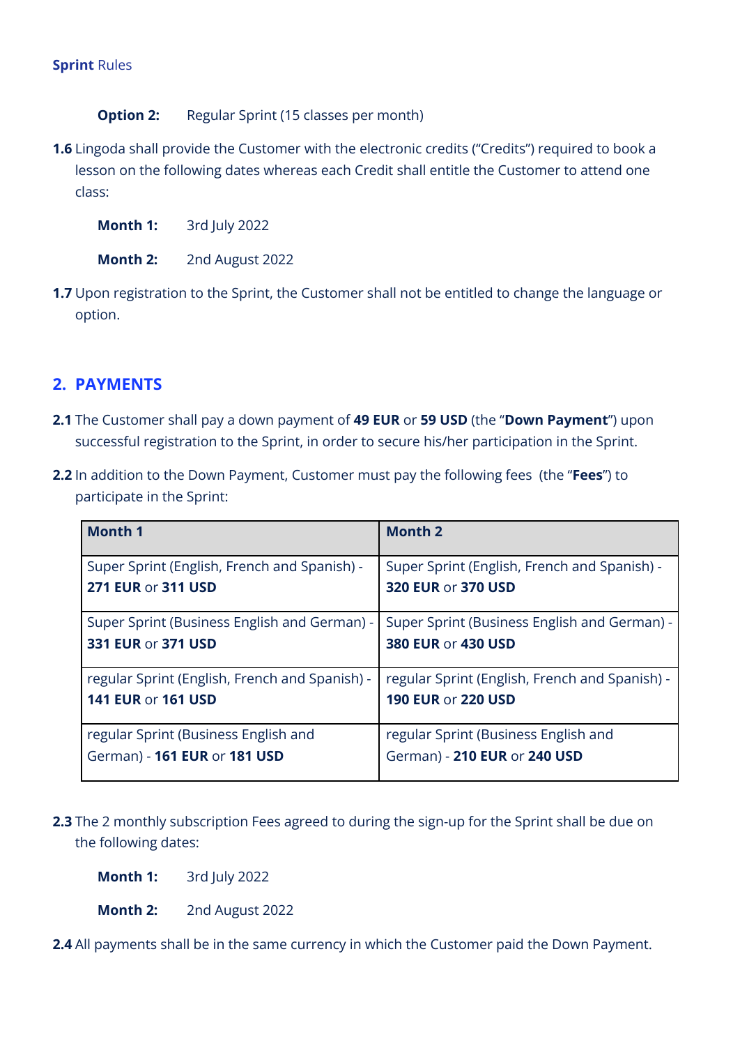**Option 2:** Regular Sprint (15 classes per month)

**1.6** Lingoda shall provide the Customer with the electronic credits ("Credits") required to book a lesson on the following dates whereas each Credit shall entitle the Customer to attend one class:

**Month 1:** 3rd July 2022

**Month 2:** 2nd August 2022

**1.7** Upon registration to the Sprint, the Customer shall not be entitled to change the language or option.

## 2. PAYMENTS

**2.1** The Customer shall pay a down payment of **49 EUR** or **59 USD** (the "**Down Payment**") upon successful registration to the Sprint, in order to secure his/her participation in the Sprint.

**2.2** In addition to the Down Payment, Customer must pay the following fees (the "**Fees**") to participate in the Sprint:

| Month 1 | Month 2 |
|---|---|
| Super Sprint (English, French and Spanish) - **271 EUR** or **311 USD** | Super Sprint (English, French and Spanish) - **320 EUR** or **370 USD** |
| Super Sprint (Business English and German) - **331 EUR** or **371 USD** | Super Sprint (Business English and German) - **380 EUR** or **430 USD** |
| regular Sprint (English, French and Spanish) - **141 EUR** or **161 USD** | regular Sprint (English, French and Spanish) - **190 EUR** or **220 USD** |
| regular Sprint (Business English and German) - **161 EUR** or **181 USD** | regular Sprint (Business English and German) - **210 EUR** or **240 USD** |

**2.3** The 2 monthly subscription Fees agreed to during the sign-up for the Sprint shall be due on the following dates:

**Month 1:** 3rd July 2022

**Month 2:** 2nd August 2022

**2.4** All payments shall be in the same currency in which the Customer paid the Down Payment.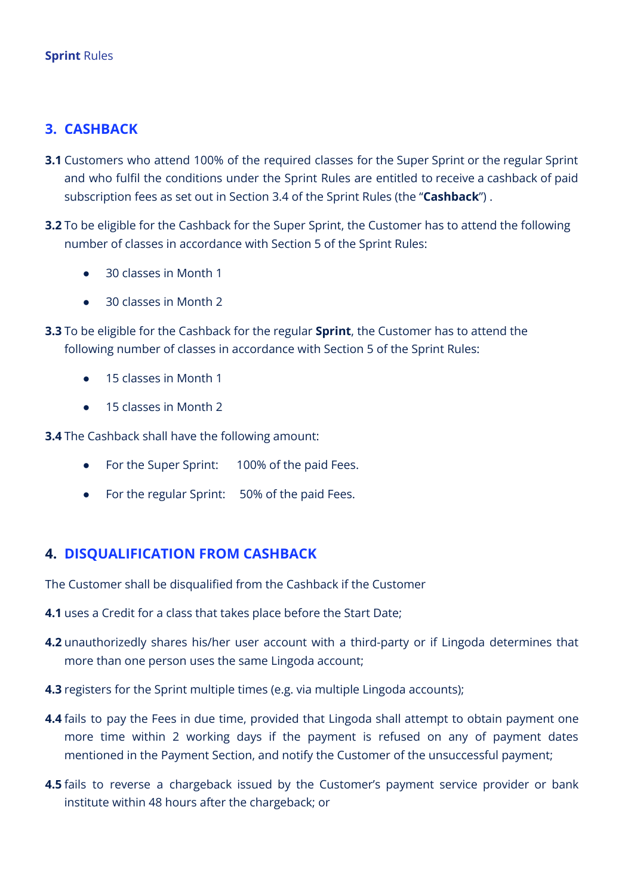## 3. CASHBACK

**3.1** Customers who attend 100% of the required classes for the Super Sprint or the regular Sprint and who fulfil the conditions under the Sprint Rules are entitled to receive a cashback of paid subscription fees as set out in Section 3.4 of the Sprint Rules (the "**Cashback**") .

**3.2** To be eligible for the Cashback for the Super Sprint, the Customer has to attend the following number of classes in accordance with Section 5 of the Sprint Rules:

- 30 classes in Month 1
- 30 classes in Month 2

**3.3** To be eligible for the Cashback for the regular **Sprint**, the Customer has to attend the following number of classes in accordance with Section 5 of the Sprint Rules:

- 15 classes in Month 1
- 15 classes in Month 2

**3.4** The Cashback shall have the following amount:

- For the Super Sprint: 100% of the paid Fees.
- For the regular Sprint: 50% of the paid Fees.

## 4. DISQUALIFICATION FROM CASHBACK

The Customer shall be disqualified from the Cashback if the Customer

**4.1** uses a Credit for a class that takes place before the Start Date;

**4.2** unauthorizedly shares his/her user account with a third-party or if Lingoda determines that more than one person uses the same Lingoda account;

**4.3** registers for the Sprint multiple times (e.g. via multiple Lingoda accounts);

**4.4** fails to pay the Fees in due time, provided that Lingoda shall attempt to obtain payment one more time within 2 working days if the payment is refused on any of payment dates mentioned in the Payment Section, and notify the Customer of the unsuccessful payment;

**4.5** fails to reverse a chargeback issued by the Customer's payment service provider or bank institute within 48 hours after the chargeback; or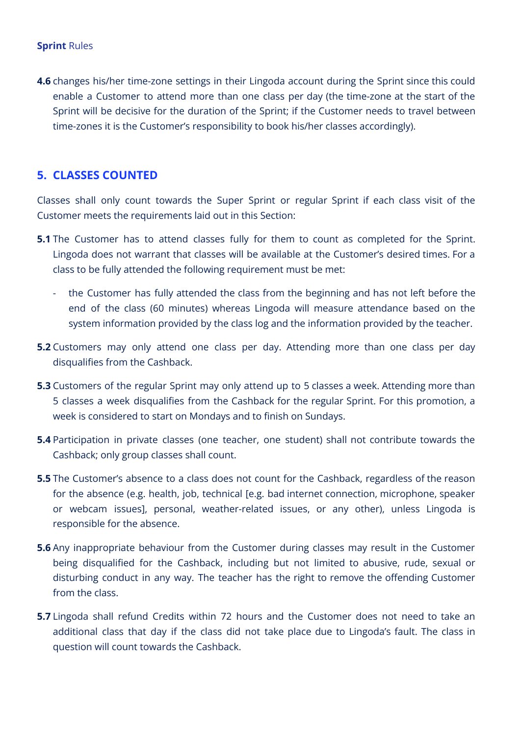**4.6** changes his/her time-zone settings in their Lingoda account during the Sprint since this could enable a Customer to attend more than one class per day (the time-zone at the start of the Sprint will be decisive for the duration of the Sprint; if the Customer needs to travel between time-zones it is the Customer's responsibility to book his/her classes accordingly).

## 5. CLASSES COUNTED

Classes shall only count towards the Super Sprint or regular Sprint if each class visit of the Customer meets the requirements laid out in this Section:

**5.1** The Customer has to attend classes fully for them to count as completed for the Sprint. Lingoda does not warrant that classes will be available at the Customer's desired times. For a class to be fully attended the following requirement must be met:

- the Customer has fully attended the class from the beginning and has not left before the end of the class (60 minutes) whereas Lingoda will measure attendance based on the system information provided by the class log and the information provided by the teacher.

**5.2** Customers may only attend one class per day. Attending more than one class per day disqualifies from the Cashback.

**5.3** Customers of the regular Sprint may only attend up to 5 classes a week. Attending more than 5 classes a week disqualifies from the Cashback for the regular Sprint. For this promotion, a week is considered to start on Mondays and to finish on Sundays.

**5.4** Participation in private classes (one teacher, one student) shall not contribute towards the Cashback; only group classes shall count.

**5.5** The Customer's absence to a class does not count for the Cashback, regardless of the reason for the absence (e.g. health, job, technical [e.g. bad internet connection, microphone, speaker or webcam issues], personal, weather-related issues, or any other), unless Lingoda is responsible for the absence.

**5.6** Any inappropriate behaviour from the Customer during classes may result in the Customer being disqualified for the Cashback, including but not limited to abusive, rude, sexual or disturbing conduct in any way. The teacher has the right to remove the offending Customer from the class.

**5.7** Lingoda shall refund Credits within 72 hours and the Customer does not need to take an additional class that day if the class did not take place due to Lingoda's fault. The class in question will count towards the Cashback.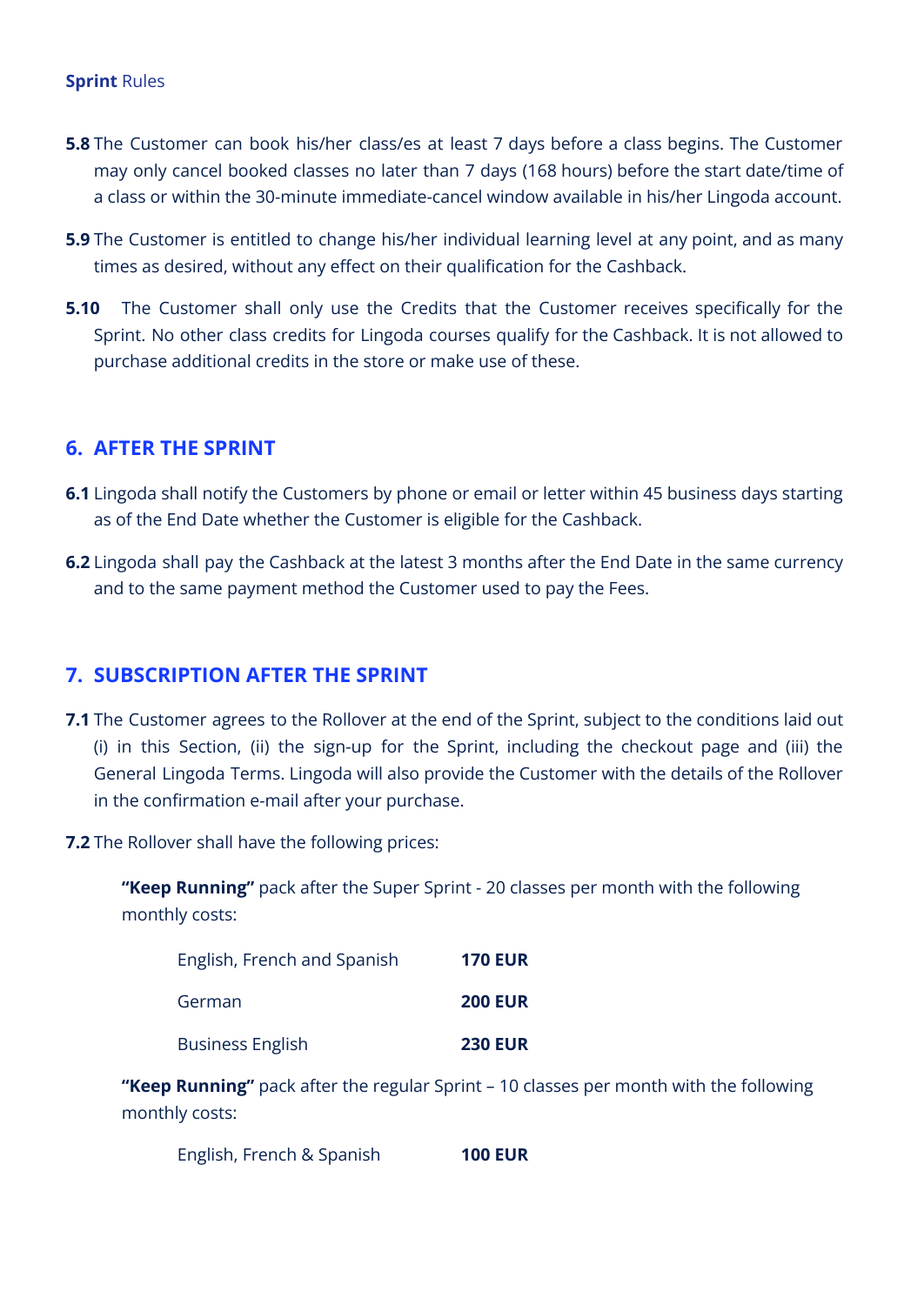**5.8** The Customer can book his/her class/es at least 7 days before a class begins. The Customer may only cancel booked classes no later than 7 days (168 hours) before the start date/time of a class or within the 30-minute immediate-cancel window available in his/her Lingoda account.

**5.9** The Customer is entitled to change his/her individual learning level at any point, and as many times as desired, without any effect on their qualification for the Cashback.

**5.10** The Customer shall only use the Credits that the Customer receives specifically for the Sprint. No other class credits for Lingoda courses qualify for the Cashback. It is not allowed to purchase additional credits in the store or make use of these.

## 6. AFTER THE SPRINT

**6.1** Lingoda shall notify the Customers by phone or email or letter within 45 business days starting as of the End Date whether the Customer is eligible for the Cashback.

**6.2** Lingoda shall pay the Cashback at the latest 3 months after the End Date in the same currency and to the same payment method the Customer used to pay the Fees.

## 7. SUBSCRIPTION AFTER THE SPRINT

**7.1** The Customer agrees to the Rollover at the end of the Sprint, subject to the conditions laid out (i) in this Section, (ii) the sign-up for the Sprint, including the checkout page and (iii) the General Lingoda Terms. Lingoda will also provide the Customer with the details of the Rollover in the confirmation e-mail after your purchase.

**7.2** The Rollover shall have the following prices:

**"Keep Running"** pack after the Super Sprint - 20 classes per month with the following monthly costs:

| | |
|---|---|
| English, French and Spanish | **170 EUR** |
| German | **200 EUR** |
| Business English | **230 EUR** |

**"Keep Running"** pack after the regular Sprint – 10 classes per month with the following monthly costs:

| | |
|---|---|
| English, French & Spanish | **100 EUR** |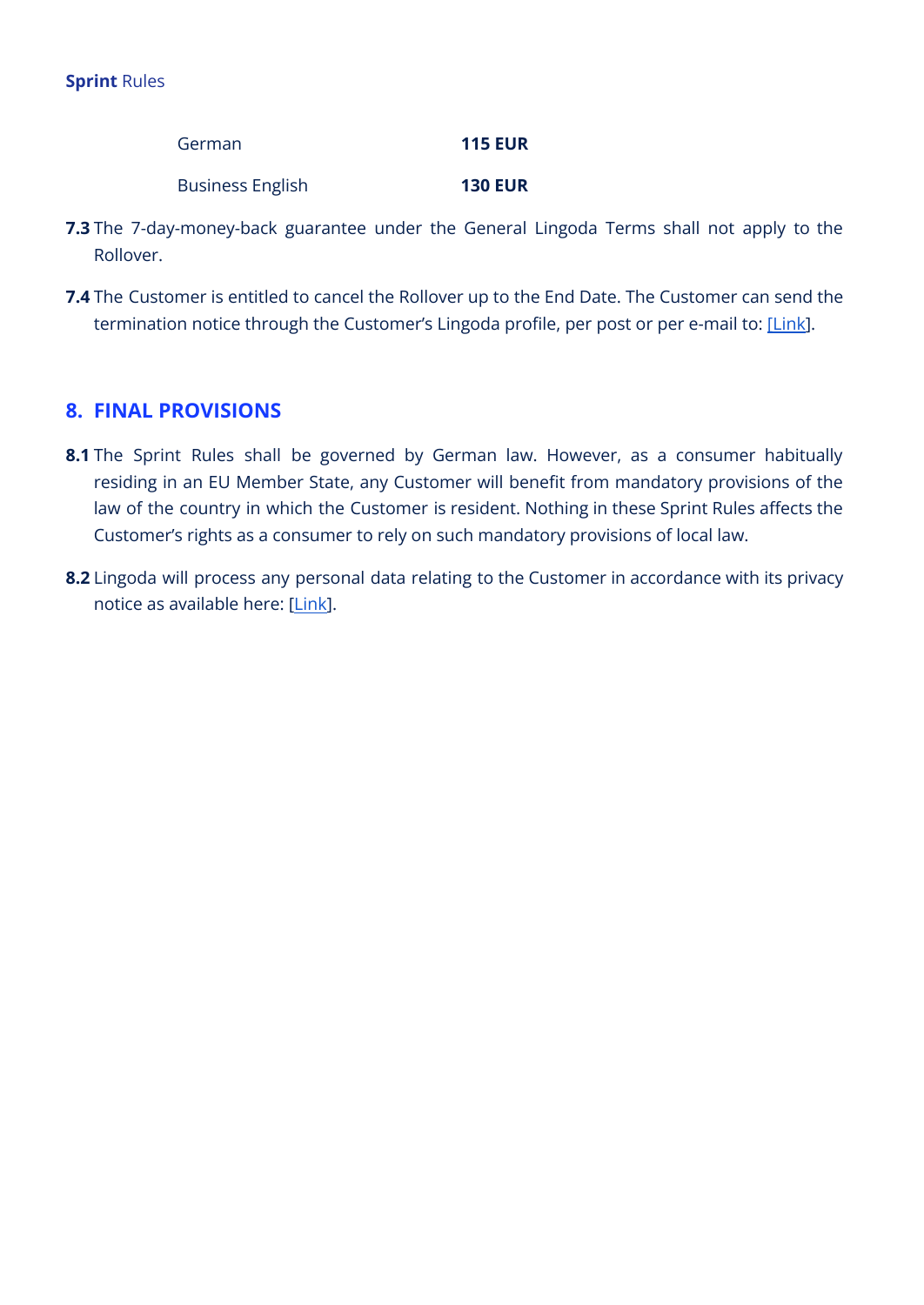| | |
|---|---|
| German | **115 EUR** |
| Business English | **130 EUR** |

**7.3** The 7-day-money-back guarantee under the General Lingoda Terms shall not apply to the Rollover.

**7.4** The Customer is entitled to cancel the Rollover up to the End Date. The Customer can send the termination notice through the Customer's Lingoda profile, per post or per e-mail to: [Link].

## 8. FINAL PROVISIONS

**8.1** The Sprint Rules shall be governed by German law. However, as a consumer habitually residing in an EU Member State, any Customer will benefit from mandatory provisions of the law of the country in which the Customer is resident. Nothing in these Sprint Rules affects the Customer's rights as a consumer to rely on such mandatory provisions of local law.

**8.2** Lingoda will process any personal data relating to the Customer in accordance with its privacy notice as available here: [Link].